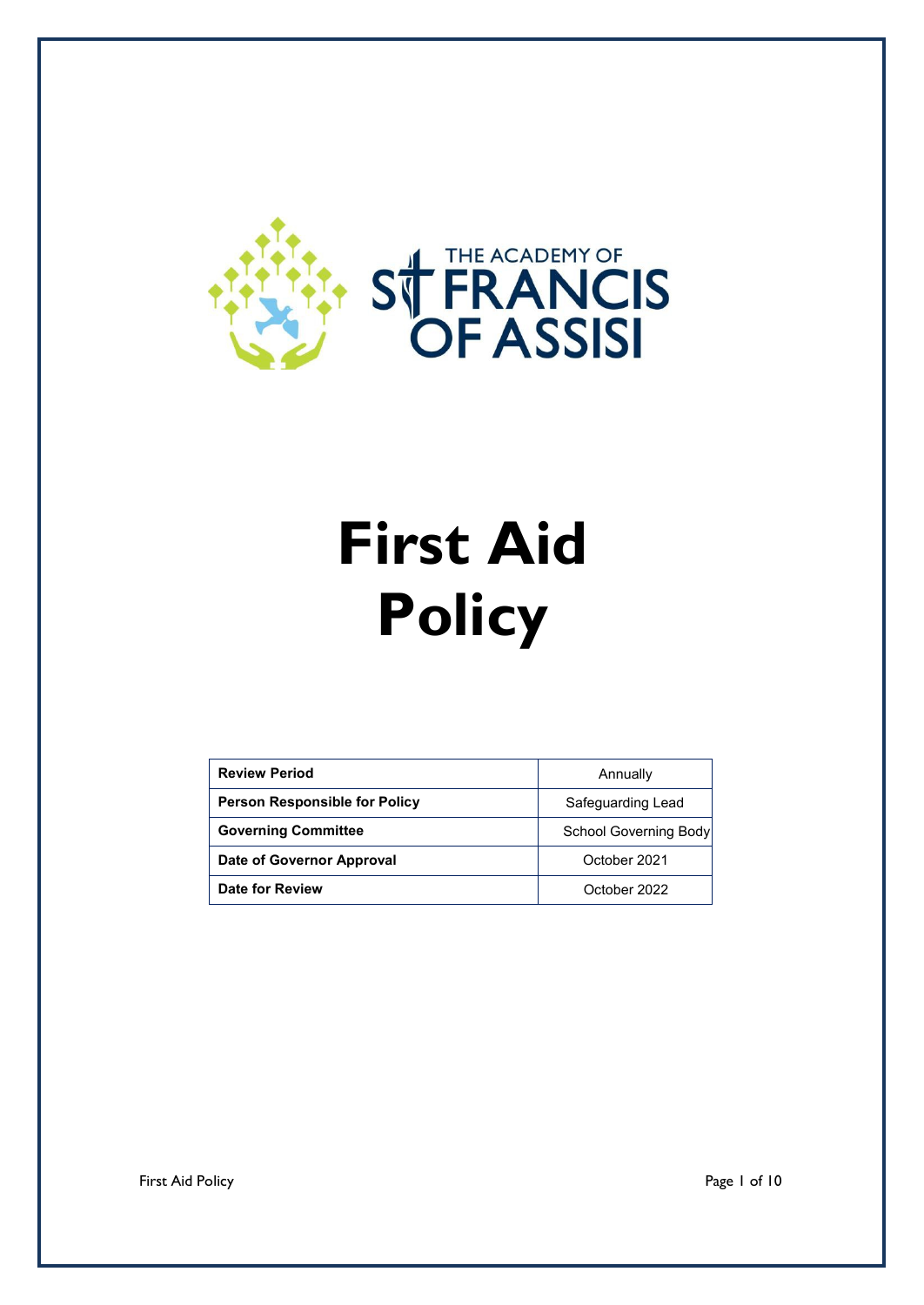THE ACADEMY OF ST FRANCIS OF ASSISI

# First Aid Policy

| Review Period | Annually |
|---|---|
| Person Responsible for Policy | Safeguarding Lead |
| Governing Committee | School Governing Body |
| Date of Governor Approval | October 2021 |
| Date for Review | October 2022 |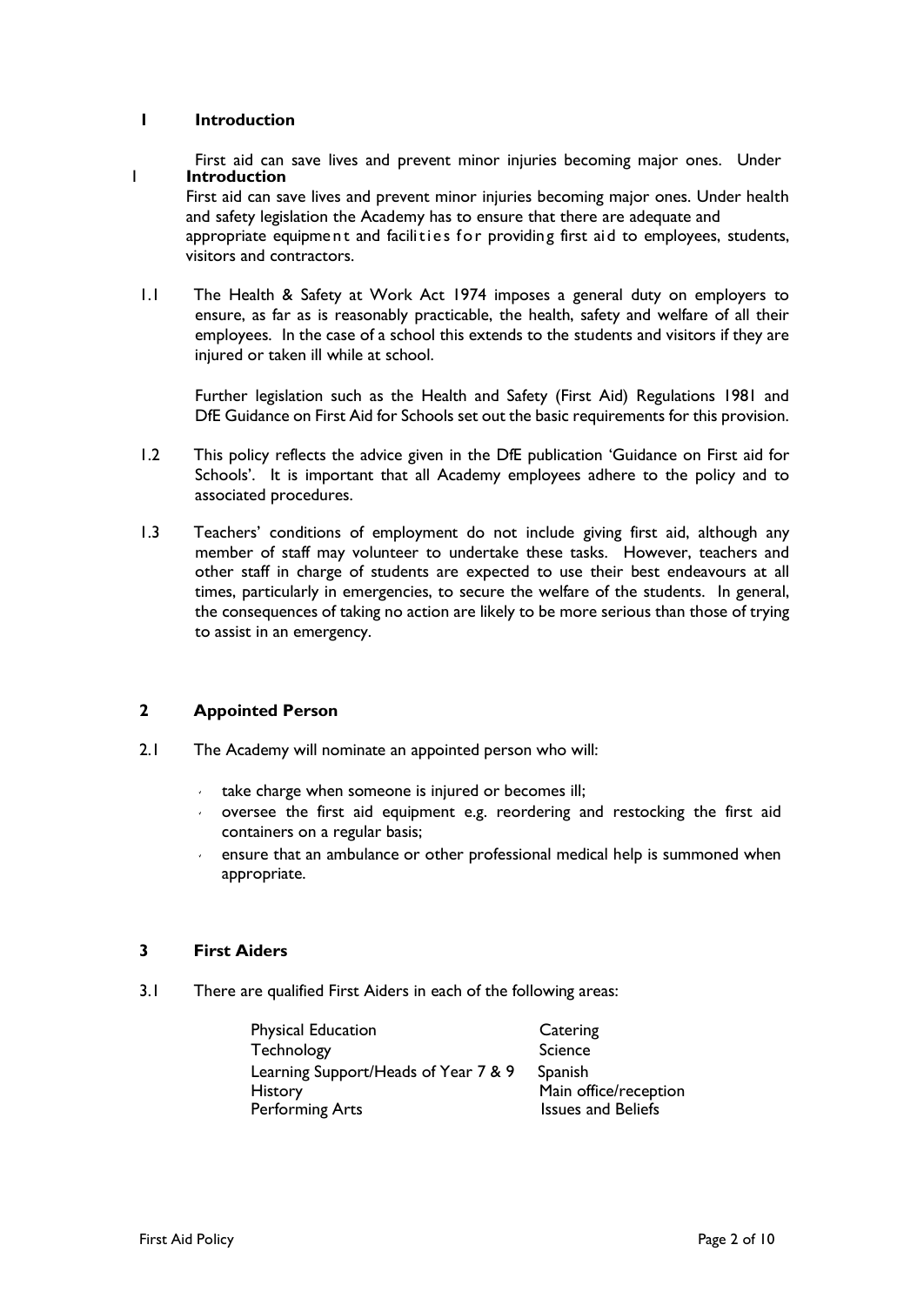## 1 Introduction

First aid can save lives and prevent minor injuries becoming major ones. Under

## 1 Introduction

First aid can save lives and prevent minor injuries becoming major ones. Under health and safety legislation the Academy has to ensure that there are adequate and appropriate equipment and facilities for providing first aid to employees, students, visitors and contractors.

1.1 The Health & Safety at Work Act 1974 imposes a general duty on employers to ensure, as far as is reasonably practicable, the health, safety and welfare of all their employees. In the case of a school this extends to the students and visitors if they are injured or taken ill while at school.

Further legislation such as the Health and Safety (First Aid) Regulations 1981 and DfE Guidance on First Aid for Schools set out the basic requirements for this provision.

1.2 This policy reflects the advice given in the DfE publication 'Guidance on First aid for Schools'. It is important that all Academy employees adhere to the policy and to associated procedures.

1.3 Teachers' conditions of employment do not include giving first aid, although any member of staff may volunteer to undertake these tasks. However, teachers and other staff in charge of students are expected to use their best endeavours at all times, particularly in emergencies, to secure the welfare of the students. In general, the consequences of taking no action are likely to be more serious than those of trying to assist in an emergency.

## 2 Appointed Person

2.1 The Academy will nominate an appointed person who will:

- take charge when someone is injured or becomes ill;
- oversee the first aid equipment e.g. reordering and restocking the first aid containers on a regular basis;
- ensure that an ambulance or other professional medical help is summoned when appropriate.

## 3 First Aiders

3.1 There are qualified First Aiders in each of the following areas:

| | |
|---|---|
| Physical Education | Catering |
| Technology | Science |
| Learning Support/Heads of Year 7 & 9 | Spanish |
| History | Main office/reception |
| Performing Arts | Issues and Beliefs |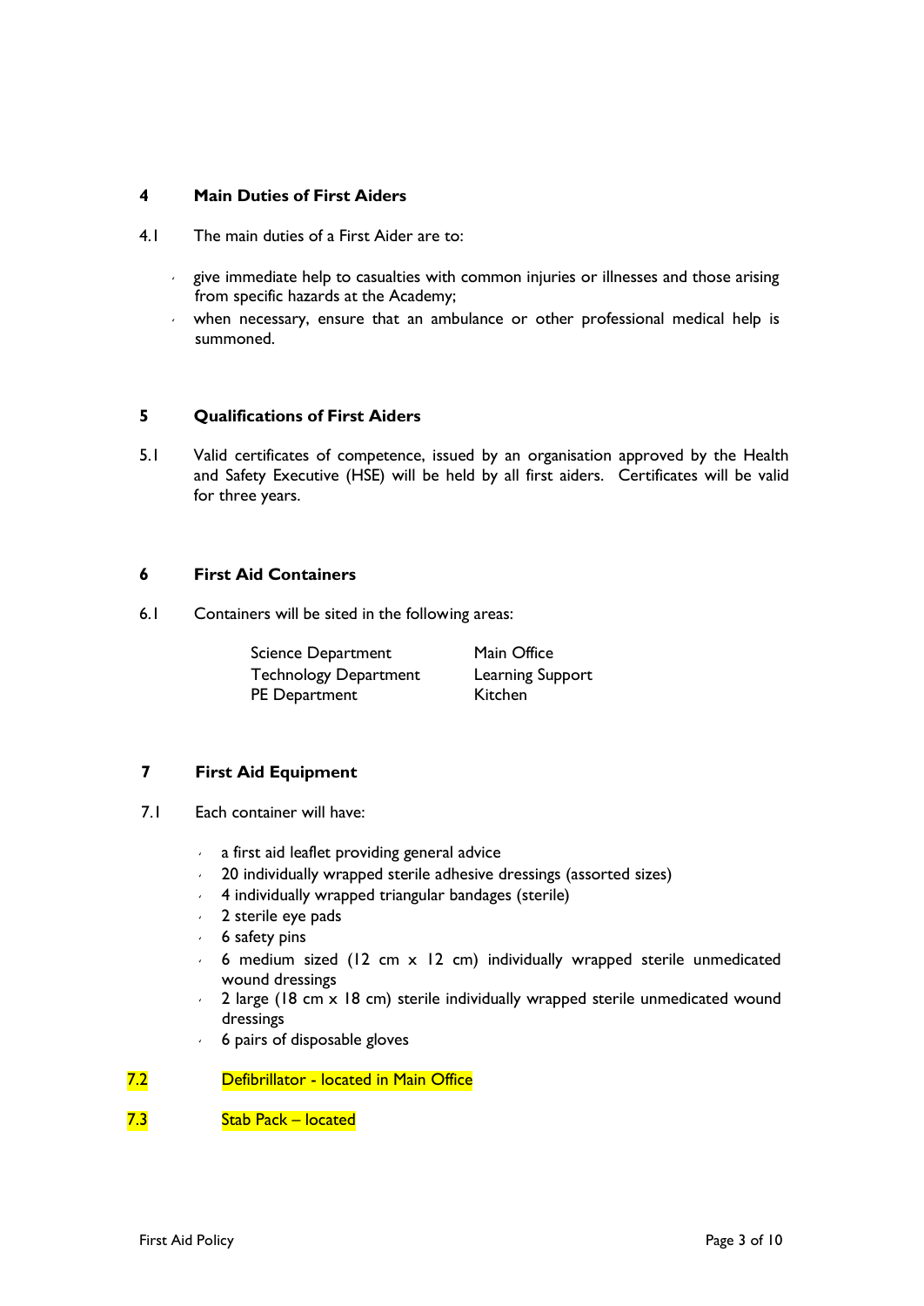## 4 Main Duties of First Aiders

4.1 The main duties of a First Aider are to:

- give immediate help to casualties with common injuries or illnesses and those arising from specific hazards at the Academy;
- when necessary, ensure that an ambulance or other professional medical help is summoned.

## 5 Qualifications of First Aiders

5.1 Valid certificates of competence, issued by an organisation approved by the Health and Safety Executive (HSE) will be held by all first aiders. Certificates will be valid for three years.

## 6 First Aid Containers

6.1 Containers will be sited in the following areas:

| | |
|---|---|
| Science Department | Main Office |
| Technology Department | Learning Support |
| PE Department | Kitchen |

## 7 First Aid Equipment

7.1 Each container will have:

- a first aid leaflet providing general advice
- 20 individually wrapped sterile adhesive dressings (assorted sizes)
- 4 individually wrapped triangular bandages (sterile)
- 2 sterile eye pads
- 6 safety pins
- 6 medium sized (12 cm x 12 cm) individually wrapped sterile unmedicated wound dressings
- 2 large (18 cm x 18 cm) sterile individually wrapped sterile unmedicated wound dressings
- 6 pairs of disposable gloves

7.2 Defibrillator - located in Main Office

7.3 Stab Pack – located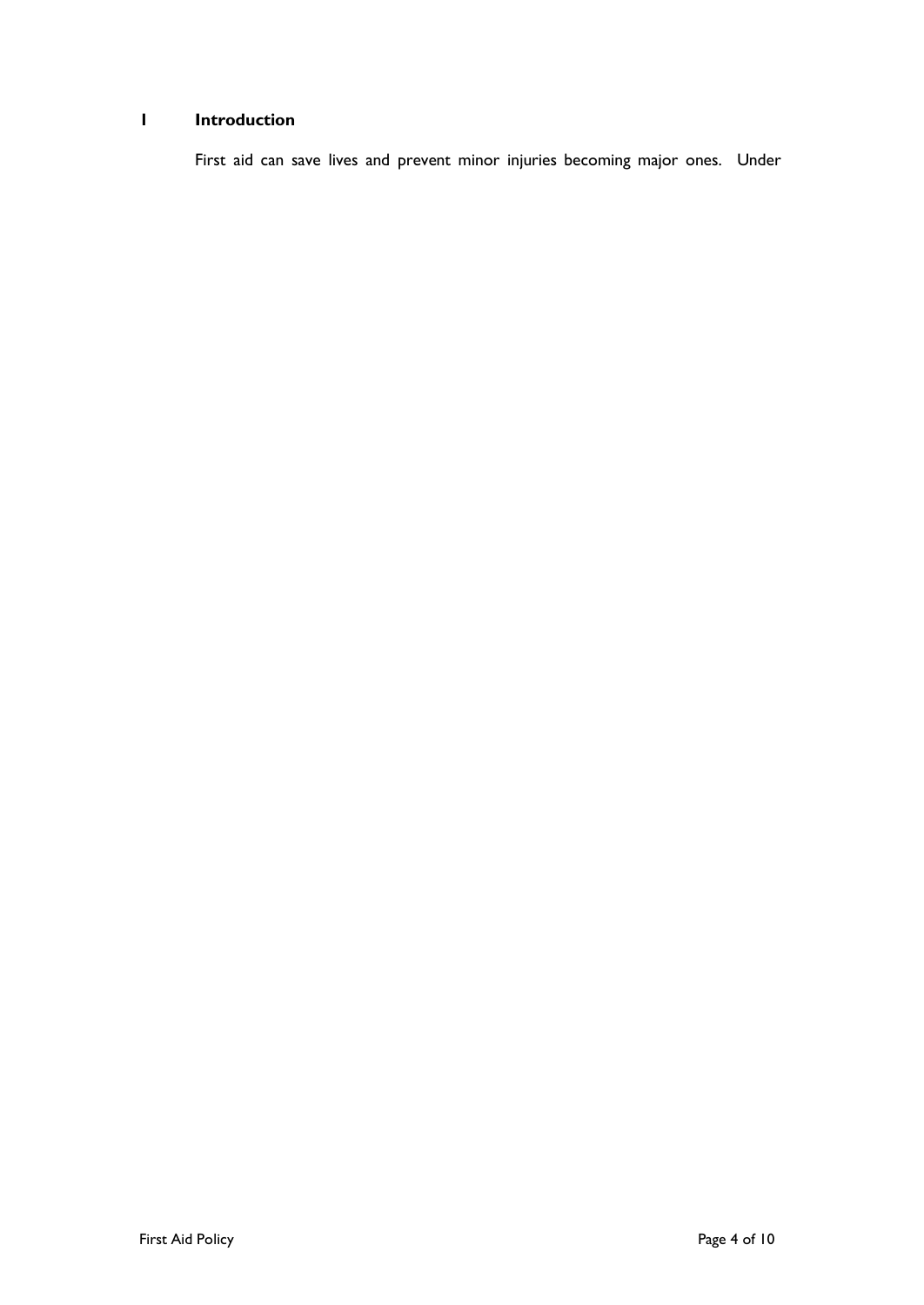## 1 Introduction

First aid can save lives and prevent minor injuries becoming major ones. Under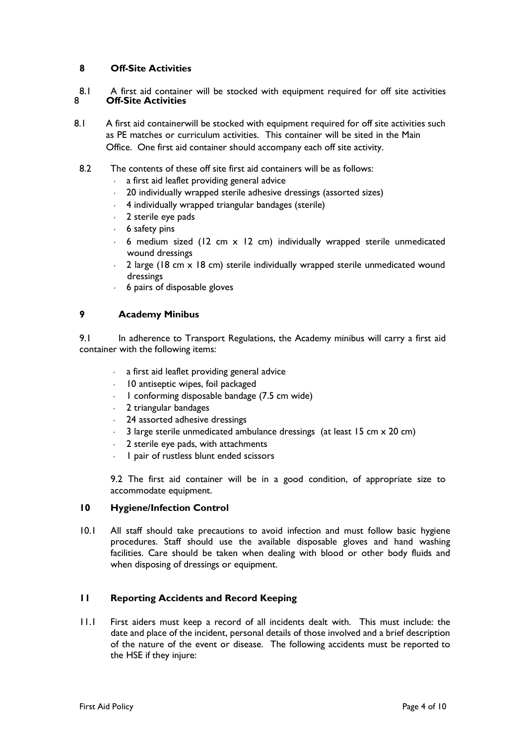## 8 Off-Site Activities

8.1 A first aid container will be stocked with equipment required for off site activities

## 8 Off-Site Activities

8.1 A first aid containerwill be stocked with equipment required for off site activities such as PE matches or curriculum activities. This container will be sited in the Main Office. One first aid container should accompany each off site activity.

8.2 The contents of these off site first aid containers will be as follows:

- a first aid leaflet providing general advice
- 20 individually wrapped sterile adhesive dressings (assorted sizes)
- 4 individually wrapped triangular bandages (sterile)
- 2 sterile eye pads
- 6 safety pins
- 6 medium sized (12 cm x 12 cm) individually wrapped sterile unmedicated wound dressings
- 2 large (18 cm x 18 cm) sterile individually wrapped sterile unmedicated wound dressings
- 6 pairs of disposable gloves

## 9 Academy Minibus

9.1 In adherence to Transport Regulations, the Academy minibus will carry a first aid container with the following items:

- a first aid leaflet providing general advice
- 10 antiseptic wipes, foil packaged
- 1 conforming disposable bandage (7.5 cm wide)
- 2 triangular bandages
- 24 assorted adhesive dressings
- 3 large sterile unmedicated ambulance dressings (at least 15 cm x 20 cm)
- 2 sterile eye pads, with attachments
- 1 pair of rustless blunt ended scissors

9.2 The first aid container will be in a good condition, of appropriate size to accommodate equipment.

## 10 Hygiene/Infection Control

10.1 All staff should take precautions to avoid infection and must follow basic hygiene procedures. Staff should use the available disposable gloves and hand washing facilities. Care should be taken when dealing with blood or other body fluids and when disposing of dressings or equipment.

## 11 Reporting Accidents and Record Keeping

11.1 First aiders must keep a record of all incidents dealt with. This must include: the date and place of the incident, personal details of those involved and a brief description of the nature of the event or disease. The following accidents must be reported to the HSE if they injure: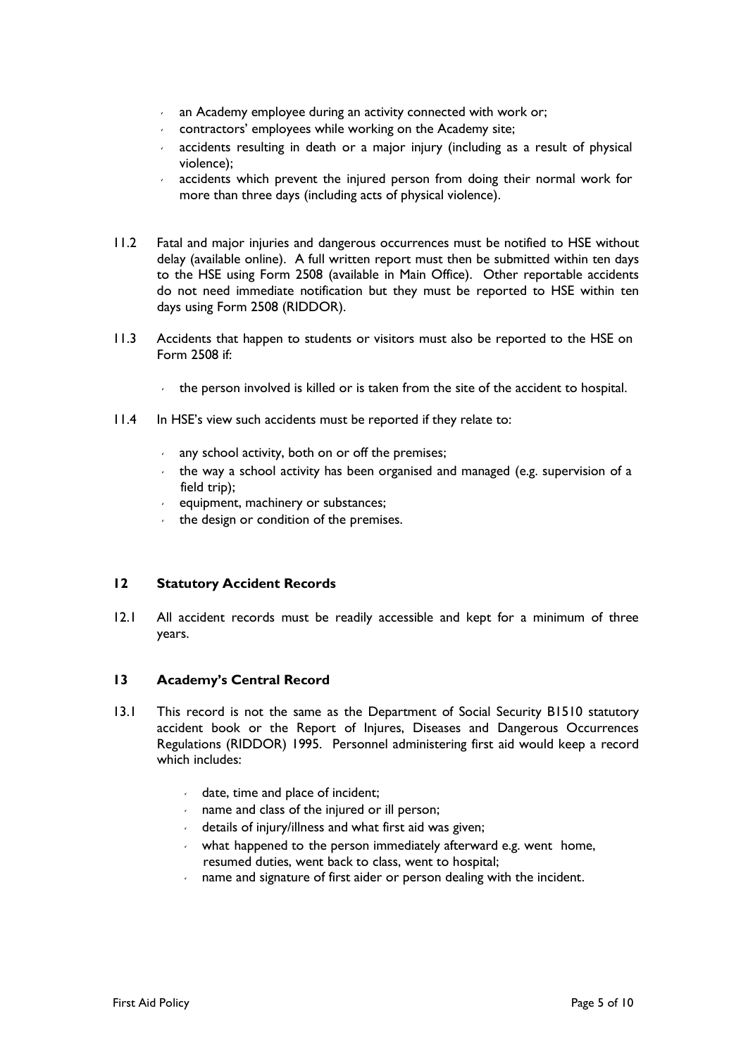- an Academy employee during an activity connected with work or;
- contractors' employees while working on the Academy site;
- accidents resulting in death or a major injury (including as a result of physical violence);
- accidents which prevent the injured person from doing their normal work for more than three days (including acts of physical violence).

11.2 Fatal and major injuries and dangerous occurrences must be notified to HSE without delay (available online). A full written report must then be submitted within ten days to the HSE using Form 2508 (available in Main Office). Other reportable accidents do not need immediate notification but they must be reported to HSE within ten days using Form 2508 (RIDDOR).

11.3 Accidents that happen to students or visitors must also be reported to the HSE on Form 2508 if:

- the person involved is killed or is taken from the site of the accident to hospital.

11.4 In HSE's view such accidents must be reported if they relate to:

- any school activity, both on or off the premises;
- the way a school activity has been organised and managed (e.g. supervision of a field trip);
- equipment, machinery or substances;
- the design or condition of the premises.

## 12 Statutory Accident Records

12.1 All accident records must be readily accessible and kept for a minimum of three years.

## 13 Academy's Central Record

13.1 This record is not the same as the Department of Social Security B1510 statutory accident book or the Report of Injures, Diseases and Dangerous Occurrences Regulations (RIDDOR) 1995. Personnel administering first aid would keep a record which includes:

- date, time and place of incident;
- name and class of the injured or ill person;
- details of injury/illness and what first aid was given;
- what happened to the person immediately afterward e.g. went home, resumed duties, went back to class, went to hospital;
- name and signature of first aider or person dealing with the incident.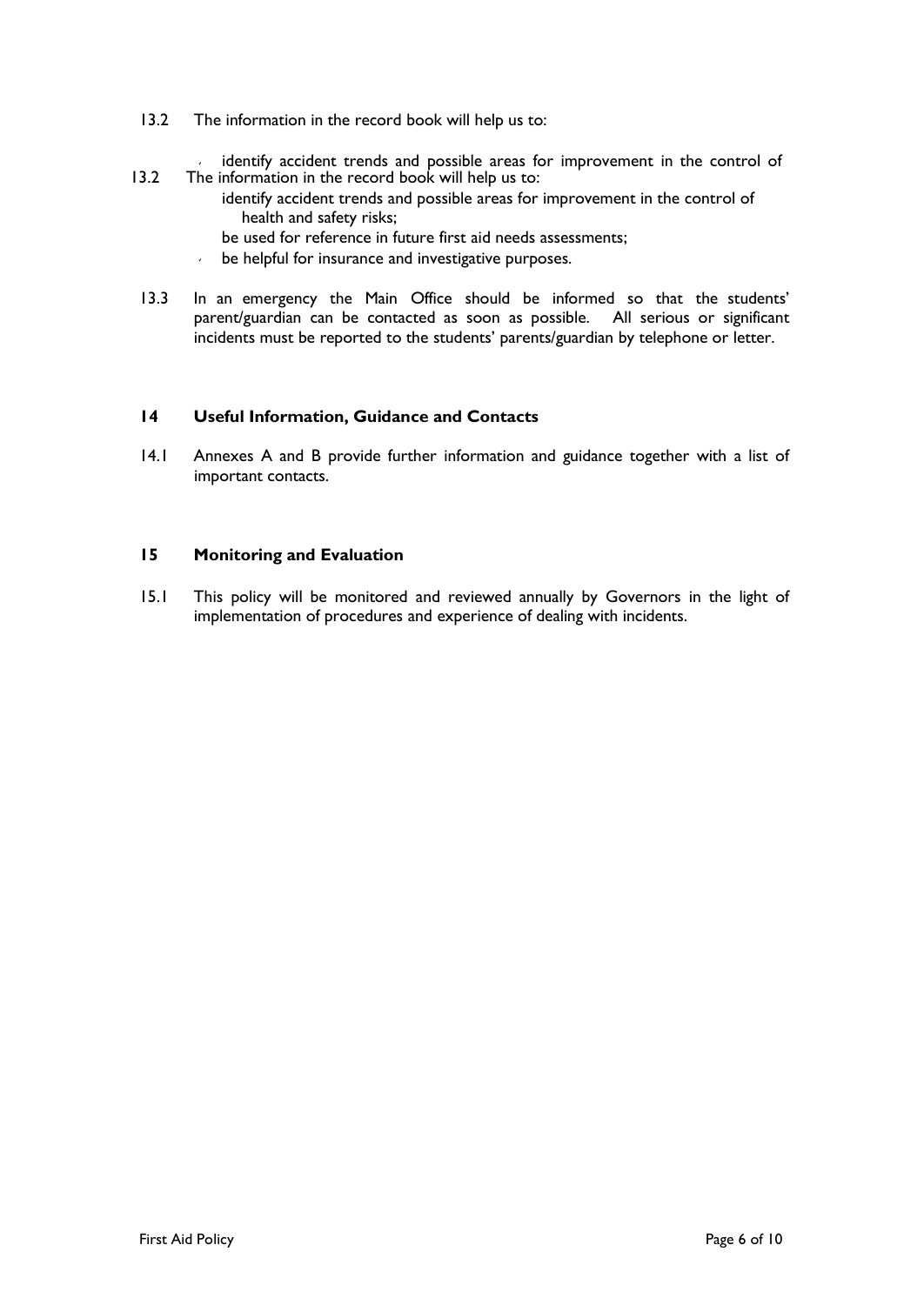13.2 The information in the record book will help us to:

- identify accident trends and possible areas for improvement in the control of

13.2 The information in the record book will help us to:

- identify accident trends and possible areas for improvement in the control of health and safety risks;
- be used for reference in future first aid needs assessments;
- be helpful for insurance and investigative purposes.

13.3 In an emergency the Main Office should be informed so that the students' parent/guardian can be contacted as soon as possible. All serious or significant incidents must be reported to the students' parents/guardian by telephone or letter.

## 14 Useful Information, Guidance and Contacts

14.1 Annexes A and B provide further information and guidance together with a list of important contacts.

## 15 Monitoring and Evaluation

15.1 This policy will be monitored and reviewed annually by Governors in the light of implementation of procedures and experience of dealing with incidents.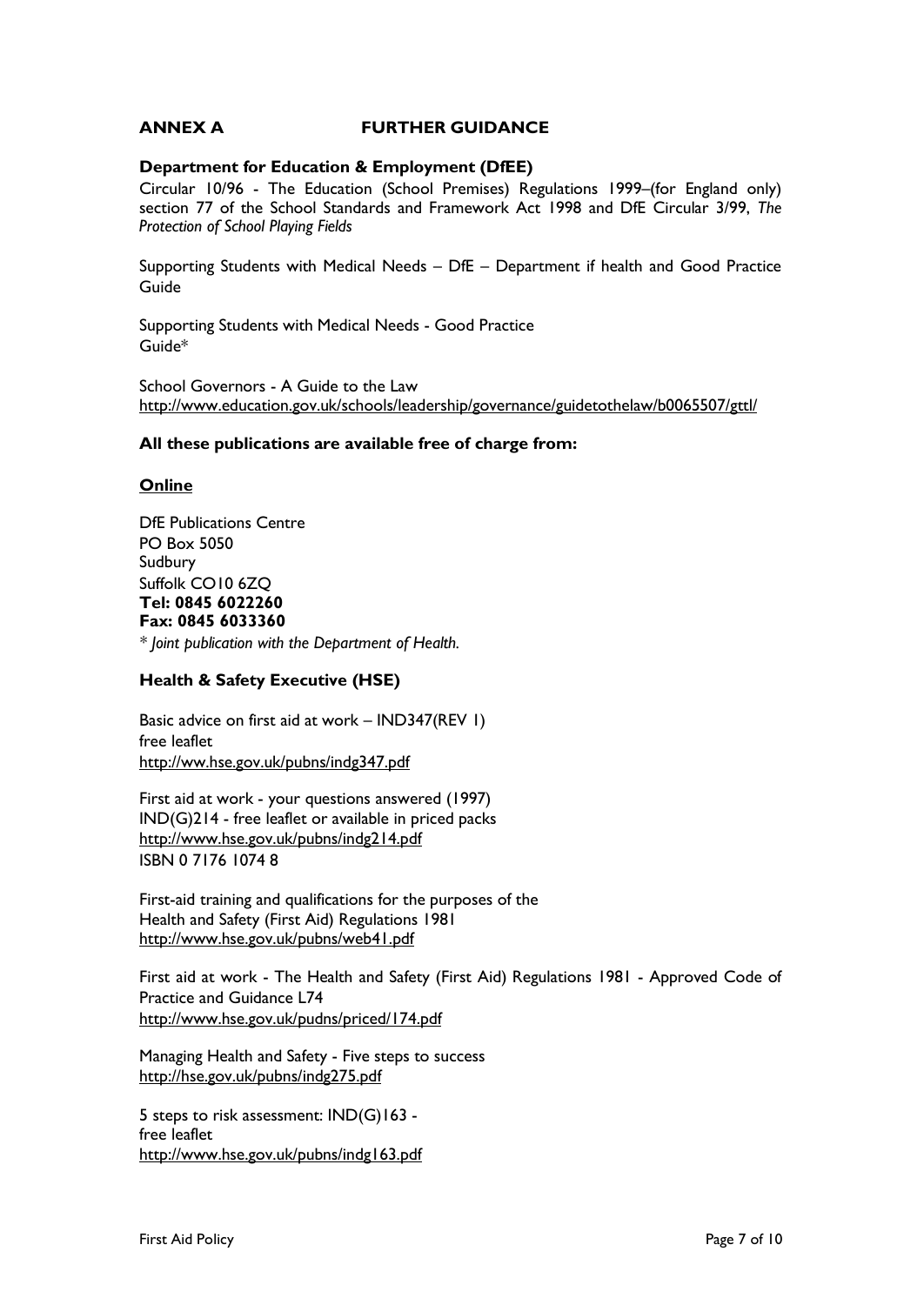## ANNEX A FURTHER GUIDANCE

**Department for Education & Employment (DfEE)**

Circular 10/96 - The Education (School Premises) Regulations 1999–(for England only) section 77 of the School Standards and Framework Act 1998 and DfE Circular 3/99, *The Protection of School Playing Fields*

Supporting Students with Medical Needs – DfE – Department if health and Good Practice Guide

Supporting Students with Medical Needs - Good Practice Guide*

School Governors - A Guide to the Law
http://www.education.gov.uk/schools/leadership/governance/guidetothelaw/b0065507/gttl/

**All these publications are available free of charge from:**

**Online**

DfE Publications Centre
PO Box 5050
Sudbury
Suffolk CO10 6ZQ
**Tel: 0845 6022260**
**Fax: 0845 6033360**
* *Joint publication with the Department of Health.*

**Health & Safety Executive (HSE)**

Basic advice on first aid at work – IND347(REV 1)
free leaflet
http://ww.hse.gov.uk/pubns/indg347.pdf

First aid at work - your questions answered (1997)
IND(G)214 - free leaflet or available in priced packs
http://www.hse.gov.uk/pubns/indg214.pdf
ISBN 0 7176 1074 8

First-aid training and qualifications for the purposes of the
Health and Safety (First Aid) Regulations 1981
http://www.hse.gov.uk/pubns/web41.pdf

First aid at work - The Health and Safety (First Aid) Regulations 1981 - Approved Code of Practice and Guidance L74
http://www.hse.gov.uk/pudns/priced/174.pdf

Managing Health and Safety - Five steps to success
http://hse.gov.uk/pubns/indg275.pdf

5 steps to risk assessment: IND(G)163 -
free leaflet
http://www.hse.gov.uk/pubns/indg163.pdf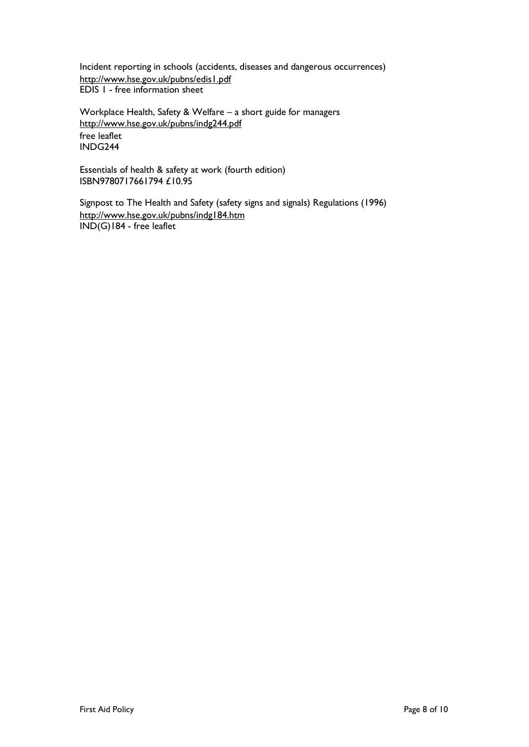Incident reporting in schools (accidents, diseases and dangerous occurrences)
http://www.hse.gov.uk/pubns/edis1.pdf
EDIS 1 - free information sheet

Workplace Health, Safety & Welfare – a short guide for managers
http://www.hse.gov.uk/pubns/indg244.pdf
free leaflet
INDG244

Essentials of health & safety at work (fourth edition)
ISBN9780717661794 £10.95

Signpost to The Health and Safety (safety signs and signals) Regulations (1996)
http://www.hse.gov.uk/pubns/indg184.htm
IND(G)184 - free leaflet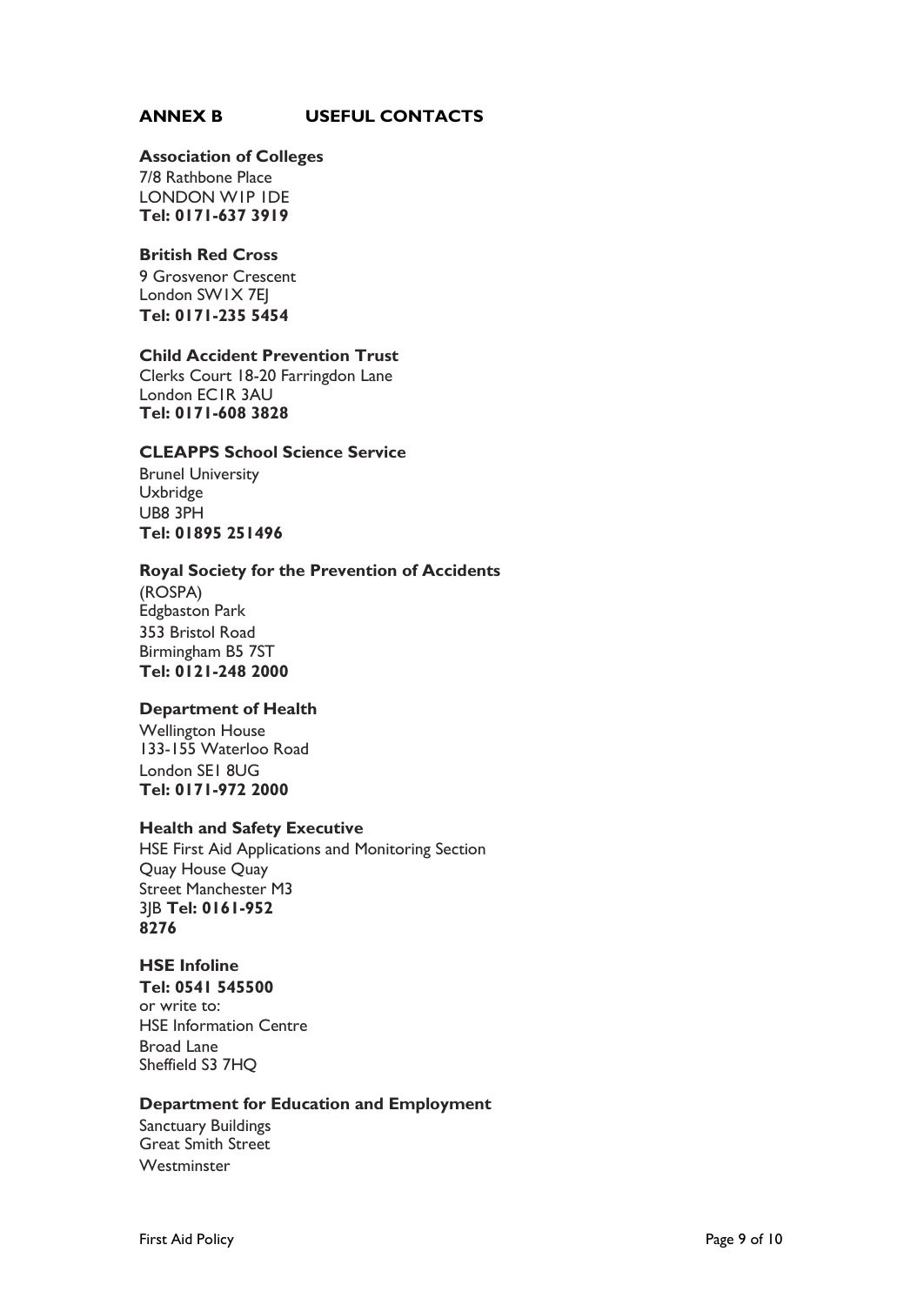## ANNEX B USEFUL CONTACTS

**Association of Colleges**
7/8 Rathbone Place
LONDON W1P 1DE
**Tel: 0171-637 3919**

**British Red Cross**
9 Grosvenor Crescent
London SW1X 7EJ
**Tel: 0171-235 5454**

**Child Accident Prevention Trust**
Clerks Court 18-20 Farringdon Lane
London EC1R 3AU
**Tel: 0171-608 3828**

**CLEAPPS School Science Service**
Brunel University
Uxbridge
UB8 3PH
**Tel: 01895 251496**

**Royal Society for the Prevention of Accidents**
(ROSPA)
Edgbaston Park
353 Bristol Road
Birmingham B5 7ST
**Tel: 0121-248 2000**

**Department of Health**
Wellington House
133-155 Waterloo Road
London SE1 8UG
**Tel: 0171-972 2000**

**Health and Safety Executive**
HSE First Aid Applications and Monitoring Section
Quay House Quay
Street Manchester M3
3JB **Tel: 0161-952
8276**

**HSE Infoline**
**Tel: 0541 545500**
or write to:
HSE Information Centre
Broad Lane
Sheffield S3 7HQ

**Department for Education and Employment**
Sanctuary Buildings
Great Smith Street
Westminster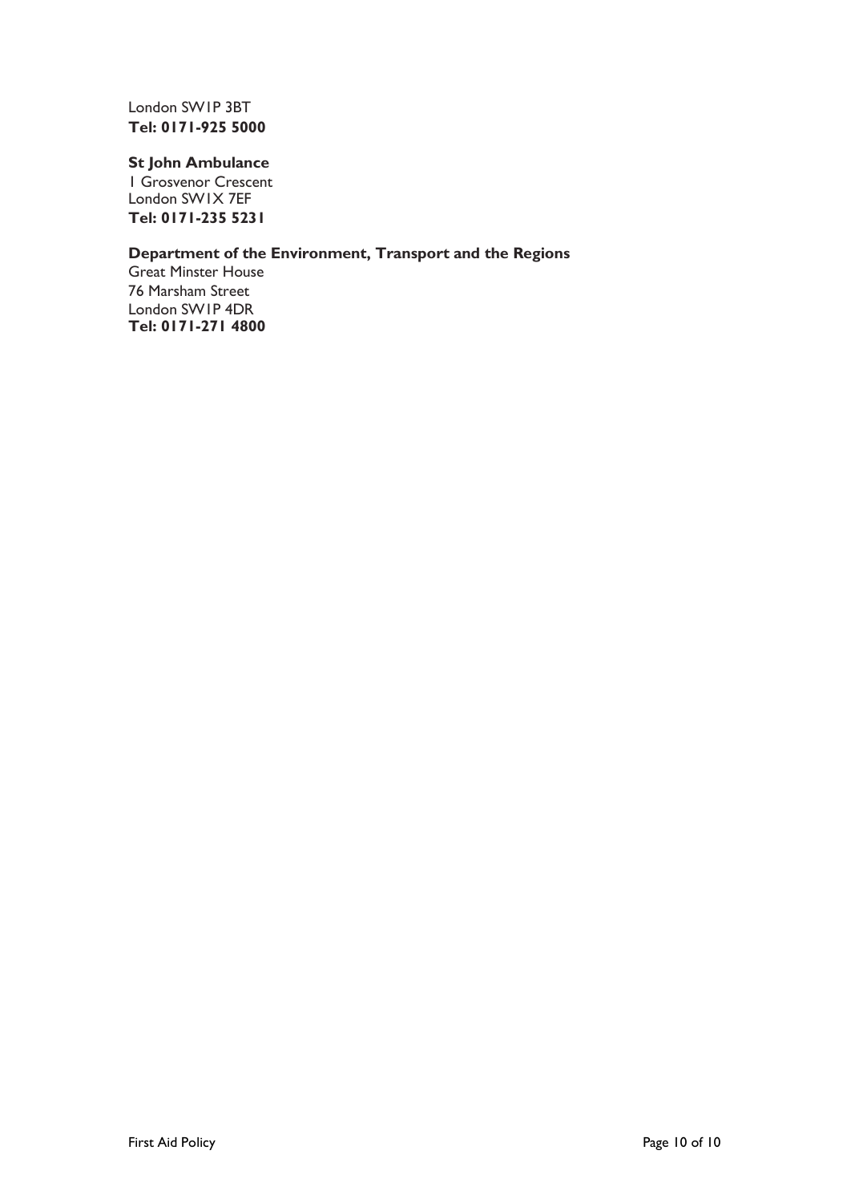London SW1P 3BT
**Tel: 0171-925 5000**

**St John Ambulance**
1 Grosvenor Crescent
London SW1X 7EF
**Tel: 0171-235 5231**

**Department of the Environment, Transport and the Regions**
Great Minster House
76 Marsham Street
London SW1P 4DR
**Tel: 0171-271 4800**